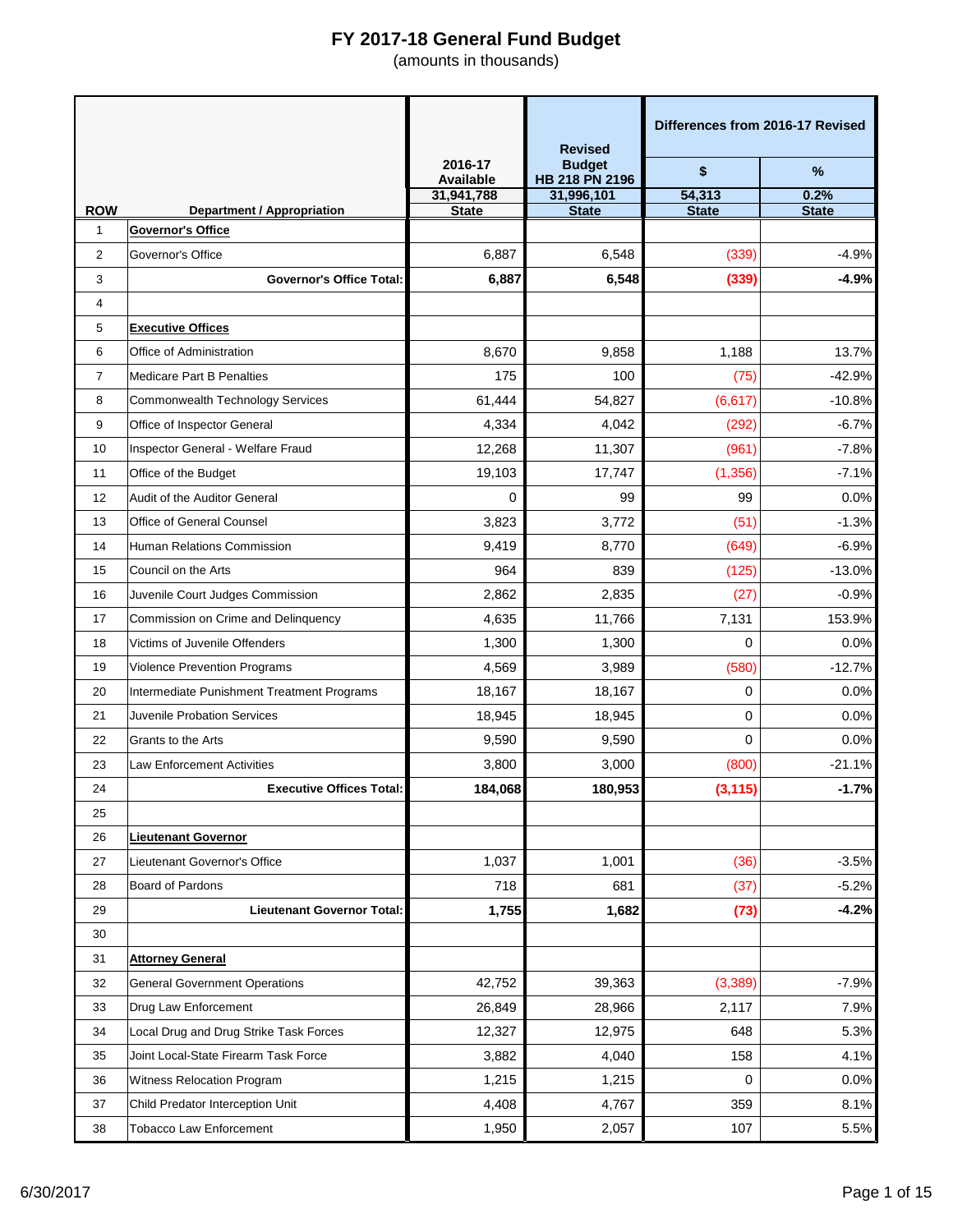# FY 2017-18 General Fund Budget

(amounts in thousands)

| ROW | Department / Appropriation | 2016-17 Available | Revised Budget HB 218 PN 2196 | Differences from 2016-17 Revised | |
|---|---|---|---|---|---|
| | | | | $ | % |
| | | 31,941,788 | 31,996,101 | 54,313 | 0.2% |
| | | State | State | State | State |
| 1 | **Governor's Office** | | | | |
| 2 | Governor's Office | 6,887 | 6,548 | (339) | -4.9% |
| 3 | **Governor's Office Total:** | **6,887** | **6,548** | **(339)** | **-4.9%** |
| 4 | | | | | |
| 5 | **Executive Offices** | | | | |
| 6 | Office of Administration | 8,670 | 9,858 | 1,188 | 13.7% |
| 7 | Medicare Part B Penalties | 175 | 100 | (75) | -42.9% |
| 8 | Commonwealth Technology Services | 61,444 | 54,827 | (6,617) | -10.8% |
| 9 | Office of Inspector General | 4,334 | 4,042 | (292) | -6.7% |
| 10 | Inspector General - Welfare Fraud | 12,268 | 11,307 | (961) | -7.8% |
| 11 | Office of the Budget | 19,103 | 17,747 | (1,356) | -7.1% |
| 12 | Audit of the Auditor General | 0 | 99 | 99 | 0.0% |
| 13 | Office of General Counsel | 3,823 | 3,772 | (51) | -1.3% |
| 14 | Human Relations Commission | 9,419 | 8,770 | (649) | -6.9% |
| 15 | Council on the Arts | 964 | 839 | (125) | -13.0% |
| 16 | Juvenile Court Judges Commission | 2,862 | 2,835 | (27) | -0.9% |
| 17 | Commission on Crime and Delinquency | 4,635 | 11,766 | 7,131 | 153.9% |
| 18 | Victims of Juvenile Offenders | 1,300 | 1,300 | 0 | 0.0% |
| 19 | Violence Prevention Programs | 4,569 | 3,989 | (580) | -12.7% |
| 20 | Intermediate Punishment Treatment Programs | 18,167 | 18,167 | 0 | 0.0% |
| 21 | Juvenile Probation Services | 18,945 | 18,945 | 0 | 0.0% |
| 22 | Grants to the Arts | 9,590 | 9,590 | 0 | 0.0% |
| 23 | Law Enforcement Activities | 3,800 | 3,000 | (800) | -21.1% |
| 24 | **Executive Offices Total:** | **184,068** | **180,953** | **(3,115)** | **-1.7%** |
| 25 | | | | | |
| 26 | **Lieutenant Governor** | | | | |
| 27 | Lieutenant Governor's Office | 1,037 | 1,001 | (36) | -3.5% |
| 28 | Board of Pardons | 718 | 681 | (37) | -5.2% |
| 29 | **Lieutenant Governor Total:** | **1,755** | **1,682** | **(73)** | **-4.2%** |
| 30 | | | | | |
| 31 | **Attorney General** | | | | |
| 32 | General Government Operations | 42,752 | 39,363 | (3,389) | -7.9% |
| 33 | Drug Law Enforcement | 26,849 | 28,966 | 2,117 | 7.9% |
| 34 | Local Drug and Drug Strike Task Forces | 12,327 | 12,975 | 648 | 5.3% |
| 35 | Joint Local-State Firearm Task Force | 3,882 | 4,040 | 158 | 4.1% |
| 36 | Witness Relocation Program | 1,215 | 1,215 | 0 | 0.0% |
| 37 | Child Predator Interception Unit | 4,408 | 4,767 | 359 | 8.1% |
| 38 | Tobacco Law Enforcement | 1,950 | 2,057 | 107 | 5.5% |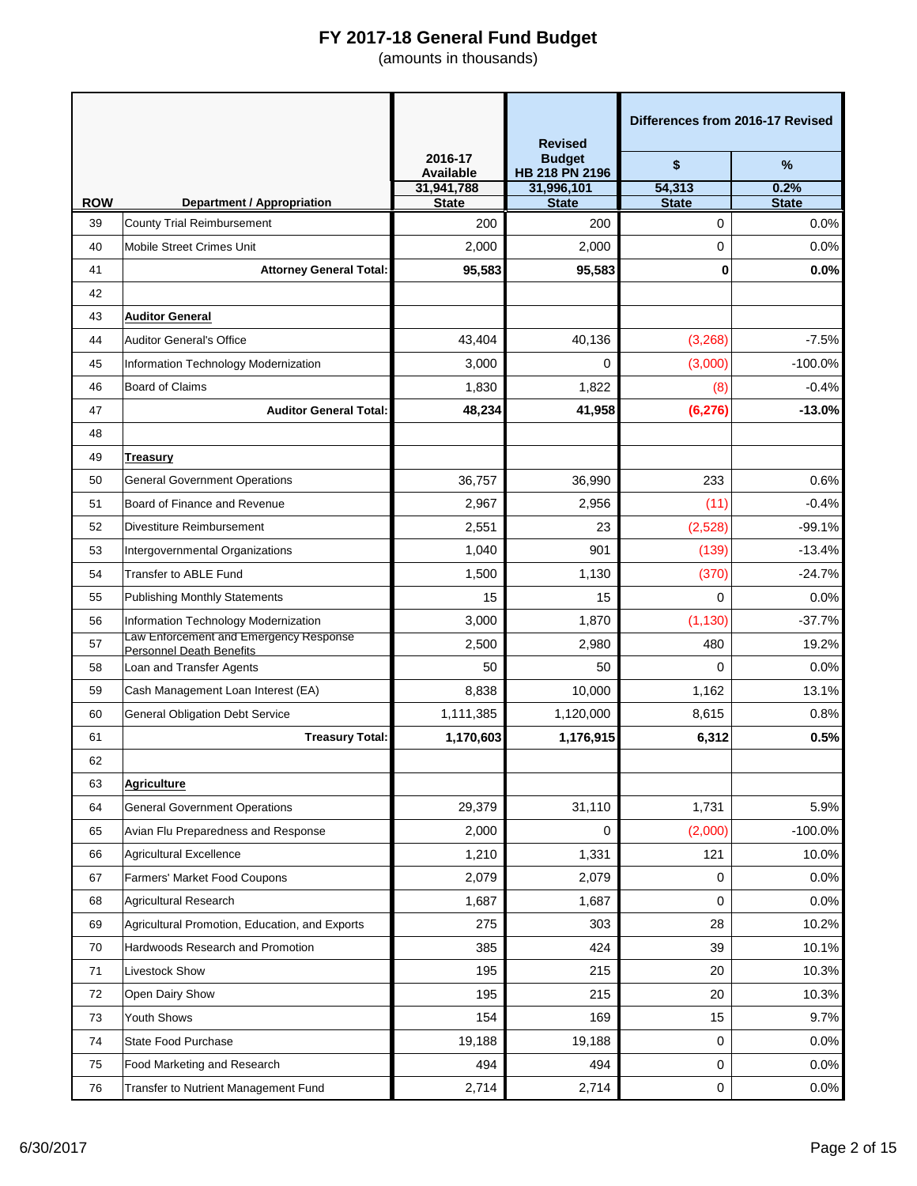# FY 2017-18 General Fund Budget

(amounts in thousands)

| | | | | Differences from 2016-17 Revised | |
|---|---|---|---|---|---|
| | | 2016-17 Available | Revised Budget HB 218 PN 2196 | $ | % |
| | | 31,941,788 | 31,996,101 | 54,313 | 0.2% |
| ROW | Department / Appropriation | State | State | State | State |
| 39 | County Trial Reimbursement | 200 | 200 | 0 | 0.0% |
| 40 | Mobile Street Crimes Unit | 2,000 | 2,000 | 0 | 0.0% |
| 41 | **Attorney General Total:** | **95,583** | **95,583** | **0** | **0.0%** |
| 42 | | | | | |
| 43 | **Auditor General** | | | | |
| 44 | Auditor General's Office | 43,404 | 40,136 | (3,268) | -7.5% |
| 45 | Information Technology Modernization | 3,000 | 0 | (3,000) | -100.0% |
| 46 | Board of Claims | 1,830 | 1,822 | (8) | -0.4% |
| 47 | **Auditor General Total:** | **48,234** | **41,958** | **(6,276)** | **-13.0%** |
| 48 | | | | | |
| 49 | **Treasury** | | | | |
| 50 | General Government Operations | 36,757 | 36,990 | 233 | 0.6% |
| 51 | Board of Finance and Revenue | 2,967 | 2,956 | (11) | -0.4% |
| 52 | Divestiture Reimbursement | 2,551 | 23 | (2,528) | -99.1% |
| 53 | Intergovernmental Organizations | 1,040 | 901 | (139) | -13.4% |
| 54 | Transfer to ABLE Fund | 1,500 | 1,130 | (370) | -24.7% |
| 55 | Publishing Monthly Statements | 15 | 15 | 0 | 0.0% |
| 56 | Information Technology Modernization | 3,000 | 1,870 | (1,130) | -37.7% |
| 57 | Law Enforcement and Emergency Response Personnel Death Benefits | 2,500 | 2,980 | 480 | 19.2% |
| 58 | Loan and Transfer Agents | 50 | 50 | 0 | 0.0% |
| 59 | Cash Management Loan Interest (EA) | 8,838 | 10,000 | 1,162 | 13.1% |
| 60 | General Obligation Debt Service | 1,111,385 | 1,120,000 | 8,615 | 0.8% |
| 61 | **Treasury Total:** | **1,170,603** | **1,176,915** | **6,312** | **0.5%** |
| 62 | | | | | |
| 63 | **Agriculture** | | | | |
| 64 | General Government Operations | 29,379 | 31,110 | 1,731 | 5.9% |
| 65 | Avian Flu Preparedness and Response | 2,000 | 0 | (2,000) | -100.0% |
| 66 | Agricultural Excellence | 1,210 | 1,331 | 121 | 10.0% |
| 67 | Farmers' Market Food Coupons | 2,079 | 2,079 | 0 | 0.0% |
| 68 | Agricultural Research | 1,687 | 1,687 | 0 | 0.0% |
| 69 | Agricultural Promotion, Education, and Exports | 275 | 303 | 28 | 10.2% |
| 70 | Hardwoods Research and Promotion | 385 | 424 | 39 | 10.1% |
| 71 | Livestock Show | 195 | 215 | 20 | 10.3% |
| 72 | Open Dairy Show | 195 | 215 | 20 | 10.3% |
| 73 | Youth Shows | 154 | 169 | 15 | 9.7% |
| 74 | State Food Purchase | 19,188 | 19,188 | 0 | 0.0% |
| 75 | Food Marketing and Research | 494 | 494 | 0 | 0.0% |
| 76 | Transfer to Nutrient Management Fund | 2,714 | 2,714 | 0 | 0.0% |

6/30/2017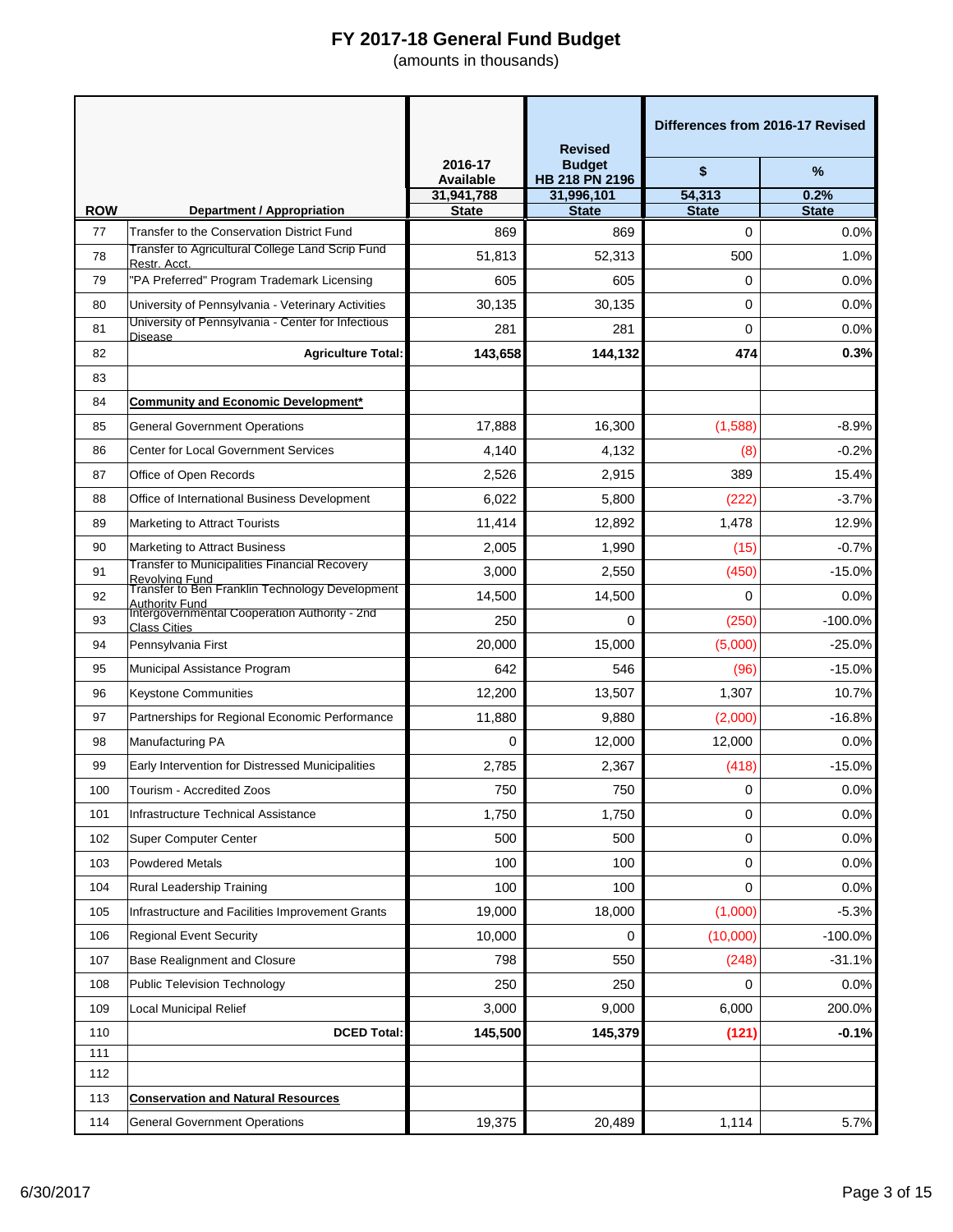# FY 2017-18 General Fund Budget

(amounts in thousands)

| ROW | Department / Appropriation | 2016-17 Available | Revised Budget HB 218 PN 2196 | Differences from 2016-17 Revised | |
|---|---|---|---|---|---|
| | | | | $ | % |
| | | 31,941,788 State | 31,996,101 State | 54,313 State | 0.2% State |
| 77 | Transfer to the Conservation District Fund | 869 | 869 | 0 | 0.0% |
| 78 | Transfer to Agricultural College Land Scrip Fund Restr. Acct. | 51,813 | 52,313 | 500 | 1.0% |
| 79 | "PA Preferred" Program Trademark Licensing | 605 | 605 | 0 | 0.0% |
| 80 | University of Pennsylvania - Veterinary Activities | 30,135 | 30,135 | 0 | 0.0% |
| 81 | University of Pennsylvania - Center for Infectious Disease | 281 | 281 | 0 | 0.0% |
| 82 | **Agriculture Total:** | **143,658** | **144,132** | **474** | **0.3%** |
| 83 | | | | | |
| 84 | **Community and Economic Development*** | | | | |
| 85 | General Government Operations | 17,888 | 16,300 | (1,588) | -8.9% |
| 86 | Center for Local Government Services | 4,140 | 4,132 | (8) | -0.2% |
| 87 | Office of Open Records | 2,526 | 2,915 | 389 | 15.4% |
| 88 | Office of International Business Development | 6,022 | 5,800 | (222) | -3.7% |
| 89 | Marketing to Attract Tourists | 11,414 | 12,892 | 1,478 | 12.9% |
| 90 | Marketing to Attract Business | 2,005 | 1,990 | (15) | -0.7% |
| 91 | Transfer to Municipalities Financial Recovery Revolving Fund | 3,000 | 2,550 | (450) | -15.0% |
| 92 | Transfer to Ben Franklin Technology Development Authority Fund | 14,500 | 14,500 | 0 | 0.0% |
| 93 | Intergovernmental Cooperation Authority - 2nd Class Cities | 250 | 0 | (250) | -100.0% |
| 94 | Pennsylvania First | 20,000 | 15,000 | (5,000) | -25.0% |
| 95 | Municipal Assistance Program | 642 | 546 | (96) | -15.0% |
| 96 | Keystone Communities | 12,200 | 13,507 | 1,307 | 10.7% |
| 97 | Partnerships for Regional Economic Performance | 11,880 | 9,880 | (2,000) | -16.8% |
| 98 | Manufacturing PA | 0 | 12,000 | 12,000 | 0.0% |
| 99 | Early Intervention for Distressed Municipalities | 2,785 | 2,367 | (418) | -15.0% |
| 100 | Tourism - Accredited Zoos | 750 | 750 | 0 | 0.0% |
| 101 | Infrastructure Technical Assistance | 1,750 | 1,750 | 0 | 0.0% |
| 102 | Super Computer Center | 500 | 500 | 0 | 0.0% |
| 103 | Powdered Metals | 100 | 100 | 0 | 0.0% |
| 104 | Rural Leadership Training | 100 | 100 | 0 | 0.0% |
| 105 | Infrastructure and Facilities Improvement Grants | 19,000 | 18,000 | (1,000) | -5.3% |
| 106 | Regional Event Security | 10,000 | 0 | (10,000) | -100.0% |
| 107 | Base Realignment and Closure | 798 | 550 | (248) | -31.1% |
| 108 | Public Television Technology | 250 | 250 | 0 | 0.0% |
| 109 | Local Municipal Relief | 3,000 | 9,000 | 6,000 | 200.0% |
| 110 | **DCED Total:** | **145,500** | **145,379** | **(121)** | **-0.1%** |
| 111 | | | | | |
| 112 | | | | | |
| 113 | **Conservation and Natural Resources** | | | | |
| 114 | General Government Operations | 19,375 | 20,489 | 1,114 | 5.7% |

6/30/2017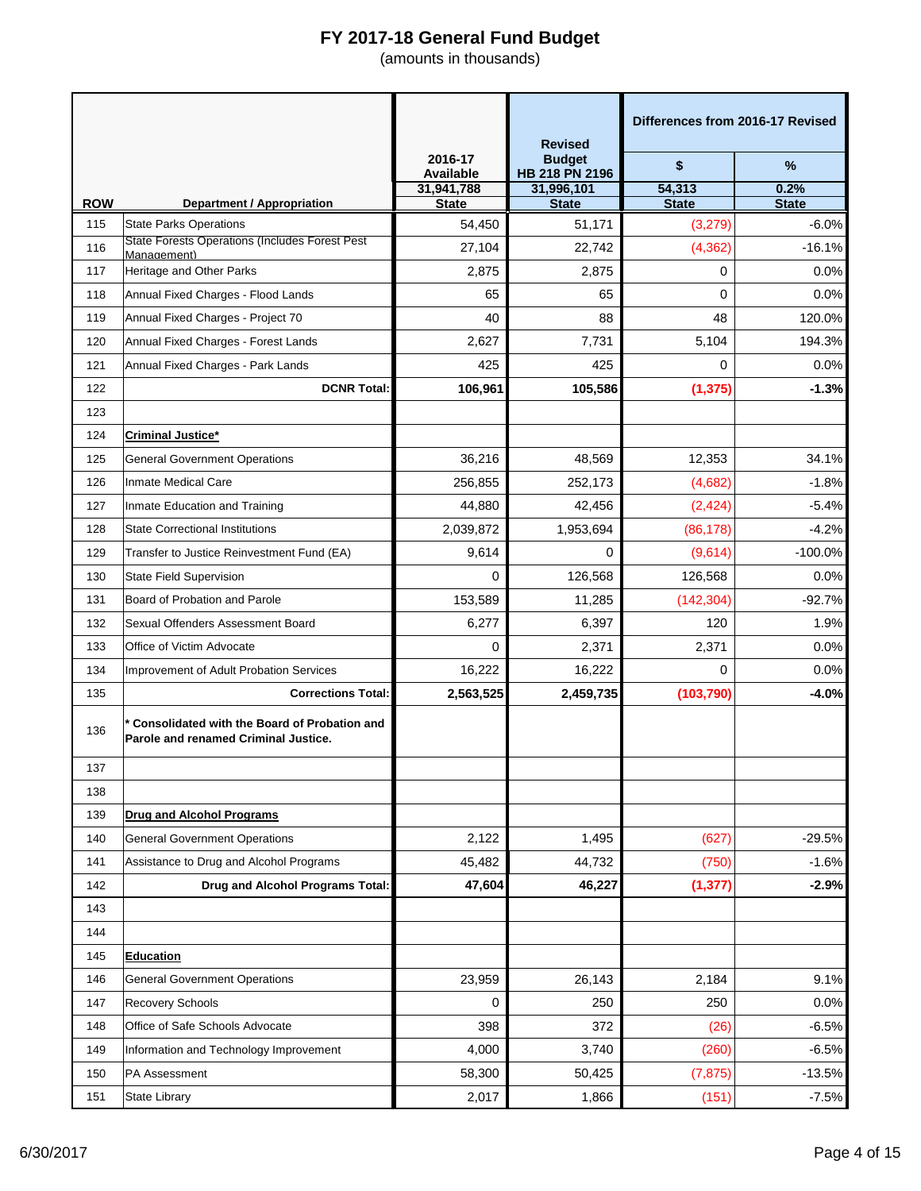# FY 2017-18 General Fund Budget

(amounts in thousands)

| ROW | Department / Appropriation | 2016-17 Available | Revised Budget HB 218 PN 2196 | Differences from 2016-17 Revised | |
|---|---|---|---|---|---|
| | | | | $ | % |
| | | 31,941,788 | 31,996,101 | 54,313 | 0.2% |
| | | State | State | State | State |
| 115 | State Parks Operations | 54,450 | 51,171 | (3,279) | -6.0% |
| 116 | State Forests Operations (Includes Forest Pest Management) | 27,104 | 22,742 | (4,362) | -16.1% |
| 117 | Heritage and Other Parks | 2,875 | 2,875 | 0 | 0.0% |
| 118 | Annual Fixed Charges - Flood Lands | 65 | 65 | 0 | 0.0% |
| 119 | Annual Fixed Charges - Project 70 | 40 | 88 | 48 | 120.0% |
| 120 | Annual Fixed Charges - Forest Lands | 2,627 | 7,731 | 5,104 | 194.3% |
| 121 | Annual Fixed Charges - Park Lands | 425 | 425 | 0 | 0.0% |
| 122 | **DCNR Total:** | **106,961** | **105,586** | **(1,375)** | **-1.3%** |
| 123 | | | | | |
| 124 | **Criminal Justice*** | | | | |
| 125 | General Government Operations | 36,216 | 48,569 | 12,353 | 34.1% |
| 126 | Inmate Medical Care | 256,855 | 252,173 | (4,682) | -1.8% |
| 127 | Inmate Education and Training | 44,880 | 42,456 | (2,424) | -5.4% |
| 128 | State Correctional Institutions | 2,039,872 | 1,953,694 | (86,178) | -4.2% |
| 129 | Transfer to Justice Reinvestment Fund (EA) | 9,614 | 0 | (9,614) | -100.0% |
| 130 | State Field Supervision | 0 | 126,568 | 126,568 | 0.0% |
| 131 | Board of Probation and Parole | 153,589 | 11,285 | (142,304) | -92.7% |
| 132 | Sexual Offenders Assessment Board | 6,277 | 6,397 | 120 | 1.9% |
| 133 | Office of Victim Advocate | 0 | 2,371 | 2,371 | 0.0% |
| 134 | Improvement of Adult Probation Services | 16,222 | 16,222 | 0 | 0.0% |
| 135 | **Corrections Total:** | **2,563,525** | **2,459,735** | **(103,790)** | **-4.0%** |
| 136 | **\* Consolidated with the Board of Probation and Parole and renamed Criminal Justice.** | | | | |
| 137 | | | | | |
| 138 | | | | | |
| 139 | **Drug and Alcohol Programs** | | | | |
| 140 | General Government Operations | 2,122 | 1,495 | (627) | -29.5% |
| 141 | Assistance to Drug and Alcohol Programs | 45,482 | 44,732 | (750) | -1.6% |
| 142 | **Drug and Alcohol Programs Total:** | **47,604** | **46,227** | **(1,377)** | **-2.9%** |
| 143 | | | | | |
| 144 | | | | | |
| 145 | **Education** | | | | |
| 146 | General Government Operations | 23,959 | 26,143 | 2,184 | 9.1% |
| 147 | Recovery Schools | 0 | 250 | 250 | 0.0% |
| 148 | Office of Safe Schools Advocate | 398 | 372 | (26) | -6.5% |
| 149 | Information and Technology Improvement | 4,000 | 3,740 | (260) | -6.5% |
| 150 | PA Assessment | 58,300 | 50,425 | (7,875) | -13.5% |
| 151 | State Library | 2,017 | 1,866 | (151) | -7.5% |

6/30/2017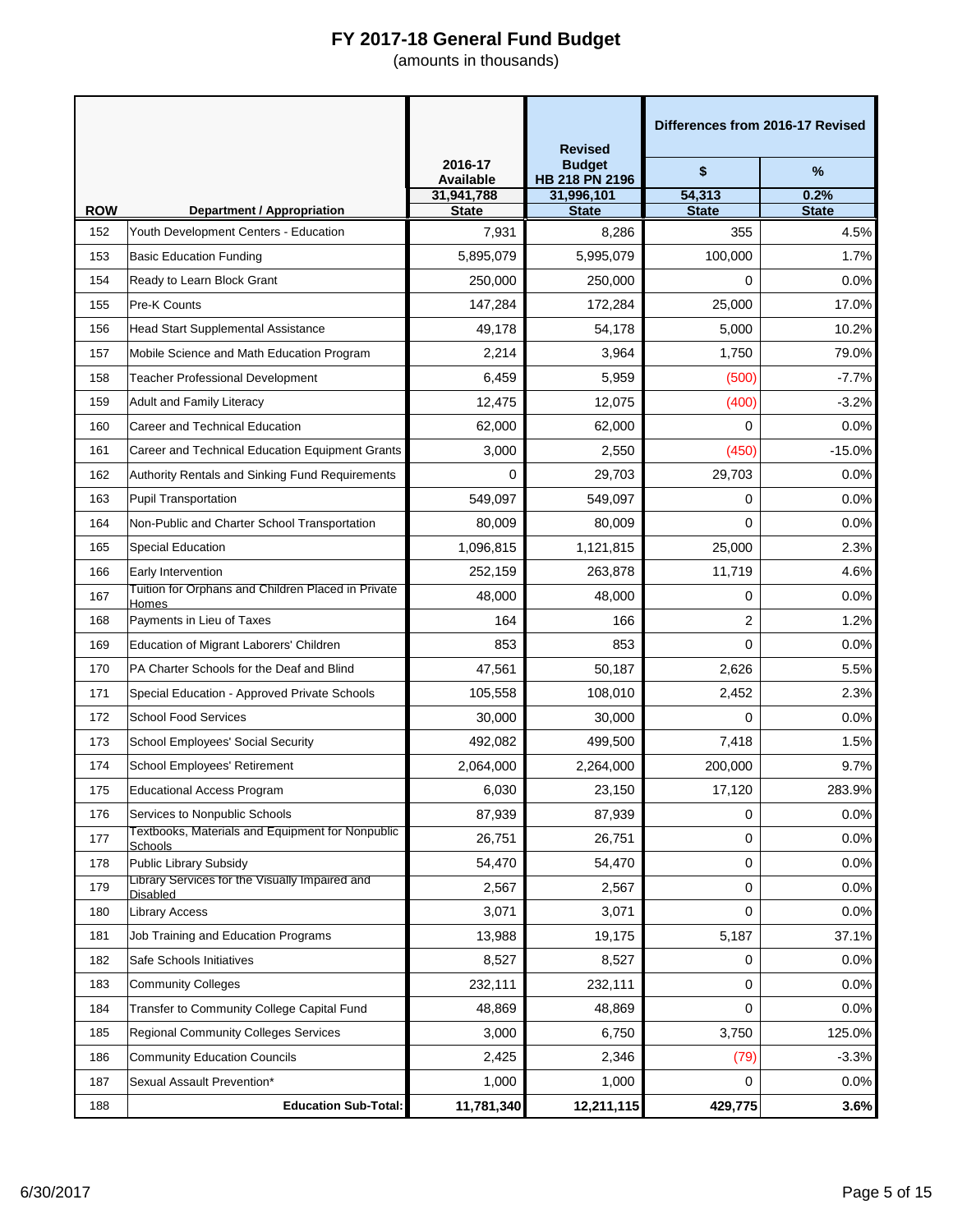# FY 2017-18 General Fund Budget

(amounts in thousands)

| ROW | Department / Appropriation | 2016-17 Available | Revised Budget HB 218 PN 2196 | Differences from 2016-17 Revised | |
|---|---|---|---|---|---|
| | | | | $ | % |
| | | 31,941,788 | 31,996,101 | 54,313 | 0.2% |
| | | State | State | State | State |
| 152 | Youth Development Centers - Education | 7,931 | 8,286 | 355 | 4.5% |
| 153 | Basic Education Funding | 5,895,079 | 5,995,079 | 100,000 | 1.7% |
| 154 | Ready to Learn Block Grant | 250,000 | 250,000 | 0 | 0.0% |
| 155 | Pre-K Counts | 147,284 | 172,284 | 25,000 | 17.0% |
| 156 | Head Start Supplemental Assistance | 49,178 | 54,178 | 5,000 | 10.2% |
| 157 | Mobile Science and Math Education Program | 2,214 | 3,964 | 1,750 | 79.0% |
| 158 | Teacher Professional Development | 6,459 | 5,959 | (500) | -7.7% |
| 159 | Adult and Family Literacy | 12,475 | 12,075 | (400) | -3.2% |
| 160 | Career and Technical Education | 62,000 | 62,000 | 0 | 0.0% |
| 161 | Career and Technical Education Equipment Grants | 3,000 | 2,550 | (450) | -15.0% |
| 162 | Authority Rentals and Sinking Fund Requirements | 0 | 29,703 | 29,703 | 0.0% |
| 163 | Pupil Transportation | 549,097 | 549,097 | 0 | 0.0% |
| 164 | Non-Public and Charter School Transportation | 80,009 | 80,009 | 0 | 0.0% |
| 165 | Special Education | 1,096,815 | 1,121,815 | 25,000 | 2.3% |
| 166 | Early Intervention | 252,159 | 263,878 | 11,719 | 4.6% |
| 167 | Tuition for Orphans and Children Placed in Private Homes | 48,000 | 48,000 | 0 | 0.0% |
| 168 | Payments in Lieu of Taxes | 164 | 166 | 2 | 1.2% |
| 169 | Education of Migrant Laborers' Children | 853 | 853 | 0 | 0.0% |
| 170 | PA Charter Schools for the Deaf and Blind | 47,561 | 50,187 | 2,626 | 5.5% |
| 171 | Special Education - Approved Private Schools | 105,558 | 108,010 | 2,452 | 2.3% |
| 172 | School Food Services | 30,000 | 30,000 | 0 | 0.0% |
| 173 | School Employees' Social Security | 492,082 | 499,500 | 7,418 | 1.5% |
| 174 | School Employees' Retirement | 2,064,000 | 2,264,000 | 200,000 | 9.7% |
| 175 | Educational Access Program | 6,030 | 23,150 | 17,120 | 283.9% |
| 176 | Services to Nonpublic Schools | 87,939 | 87,939 | 0 | 0.0% |
| 177 | Textbooks, Materials and Equipment for Nonpublic Schools | 26,751 | 26,751 | 0 | 0.0% |
| 178 | Public Library Subsidy | 54,470 | 54,470 | 0 | 0.0% |
| 179 | Library Services for the Visually Impaired and Disabled | 2,567 | 2,567 | 0 | 0.0% |
| 180 | Library Access | 3,071 | 3,071 | 0 | 0.0% |
| 181 | Job Training and Education Programs | 13,988 | 19,175 | 5,187 | 37.1% |
| 182 | Safe Schools Initiatives | 8,527 | 8,527 | 0 | 0.0% |
| 183 | Community Colleges | 232,111 | 232,111 | 0 | 0.0% |
| 184 | Transfer to Community College Capital Fund | 48,869 | 48,869 | 0 | 0.0% |
| 185 | Regional Community Colleges Services | 3,000 | 6,750 | 3,750 | 125.0% |
| 186 | Community Education Councils | 2,425 | 2,346 | (79) | -3.3% |
| 187 | Sexual Assault Prevention* | 1,000 | 1,000 | 0 | 0.0% |
| 188 | **Education Sub-Total:** | **11,781,340** | **12,211,115** | **429,775** | **3.6%** |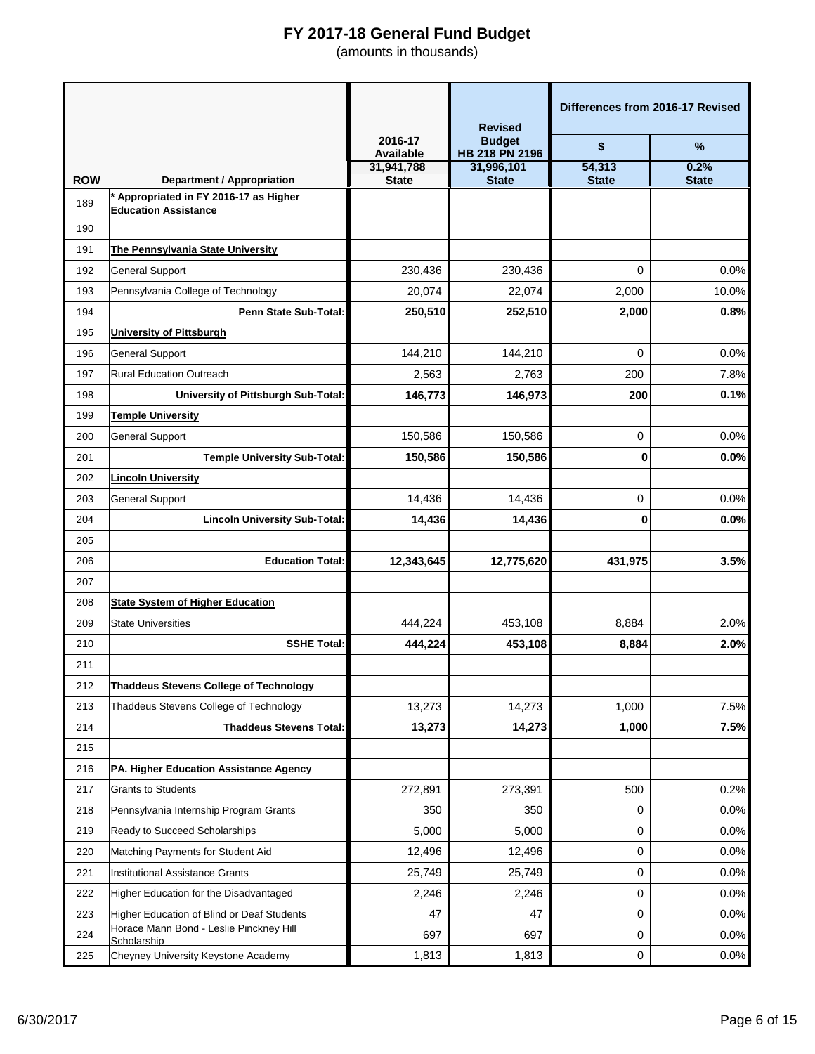# FY 2017-18 General Fund Budget

(amounts in thousands)

| ROW | Department / Appropriation | 2016-17 Available | Revised Budget HB 218 PN 2196 | Differences from 2016-17 Revised | |
|---|---|---|---|---|---|
| | | | | $ | % |
| | | 31,941,788 | 31,996,101 | 54,313 | 0.2% |
| | | State | State | State | State |
| 189 | * Appropriated in FY 2016-17 as Higher Education Assistance | | | | |
| 190 | | | | | |
| 191 | **The Pennsylvania State University** | | | | |
| 192 | General Support | 230,436 | 230,436 | 0 | 0.0% |
| 193 | Pennsylvania College of Technology | 20,074 | 22,074 | 2,000 | 10.0% |
| 194 | **Penn State Sub-Total:** | **250,510** | **252,510** | **2,000** | **0.8%** |
| 195 | **University of Pittsburgh** | | | | |
| 196 | General Support | 144,210 | 144,210 | 0 | 0.0% |
| 197 | Rural Education Outreach | 2,563 | 2,763 | 200 | 7.8% |
| 198 | **University of Pittsburgh Sub-Total:** | **146,773** | **146,973** | **200** | **0.1%** |
| 199 | **Temple University** | | | | |
| 200 | General Support | 150,586 | 150,586 | 0 | 0.0% |
| 201 | **Temple University Sub-Total:** | **150,586** | **150,586** | **0** | **0.0%** |
| 202 | **Lincoln University** | | | | |
| 203 | General Support | 14,436 | 14,436 | 0 | 0.0% |
| 204 | **Lincoln University Sub-Total:** | **14,436** | **14,436** | **0** | **0.0%** |
| 205 | | | | | |
| 206 | **Education Total:** | **12,343,645** | **12,775,620** | **431,975** | **3.5%** |
| 207 | | | | | |
| 208 | **State System of Higher Education** | | | | |
| 209 | State Universities | 444,224 | 453,108 | 8,884 | 2.0% |
| 210 | **SSHE Total:** | **444,224** | **453,108** | **8,884** | **2.0%** |
| 211 | | | | | |
| 212 | **Thaddeus Stevens College of Technology** | | | | |
| 213 | Thaddeus Stevens College of Technology | 13,273 | 14,273 | 1,000 | 7.5% |
| 214 | **Thaddeus Stevens Total:** | **13,273** | **14,273** | **1,000** | **7.5%** |
| 215 | | | | | |
| 216 | **PA. Higher Education Assistance Agency** | | | | |
| 217 | Grants to Students | 272,891 | 273,391 | 500 | 0.2% |
| 218 | Pennsylvania Internship Program Grants | 350 | 350 | 0 | 0.0% |
| 219 | Ready to Succeed Scholarships | 5,000 | 5,000 | 0 | 0.0% |
| 220 | Matching Payments for Student Aid | 12,496 | 12,496 | 0 | 0.0% |
| 221 | Institutional Assistance Grants | 25,749 | 25,749 | 0 | 0.0% |
| 222 | Higher Education for the Disadvantaged | 2,246 | 2,246 | 0 | 0.0% |
| 223 | Higher Education of Blind or Deaf Students | 47 | 47 | 0 | 0.0% |
| 224 | Horace Mann Bond - Leslie Pinckney Hill Scholarship | 697 | 697 | 0 | 0.0% |
| 225 | Cheyney University Keystone Academy | 1,813 | 1,813 | 0 | 0.0% |

6/30/2017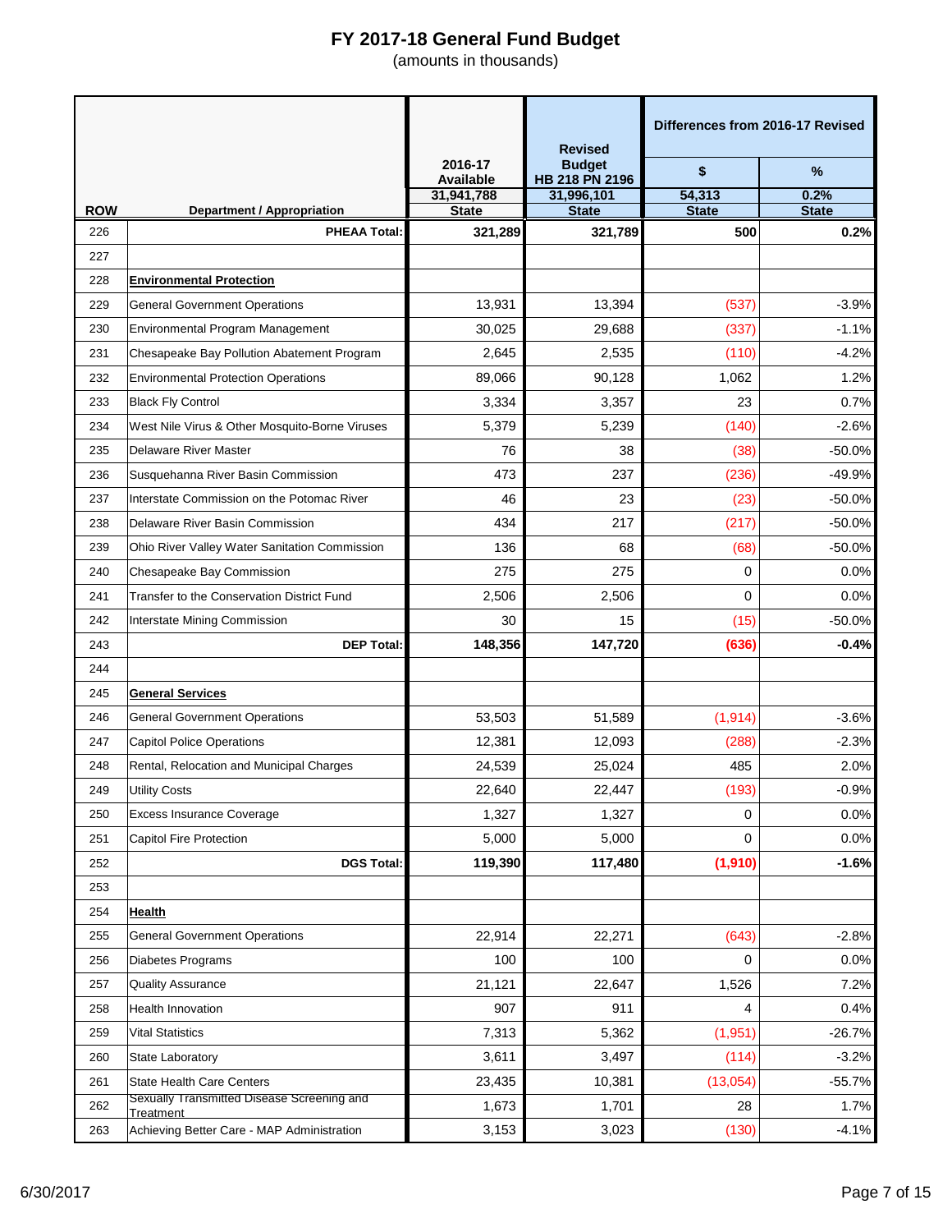# FY 2017-18 General Fund Budget

(amounts in thousands)

| ROW | Department / Appropriation | 2016-17 Available<br>31,941,788<br>State | Revised Budget HB 218 PN 2196<br>31,996,101<br>State | Differences from 2016-17 Revised<br>$<br>54,313<br>State | <br>%<br>0.2%<br>State |
|---|---|---|---|---|---|
| 226 | **PHEAA Total:** | **321,289** | **321,789** | **500** | **0.2%** |
| 227 | | | | | |
| 228 | **Environmental Protection** | | | | |
| 229 | General Government Operations | 13,931 | 13,394 | (537) | -3.9% |
| 230 | Environmental Program Management | 30,025 | 29,688 | (337) | -1.1% |
| 231 | Chesapeake Bay Pollution Abatement Program | 2,645 | 2,535 | (110) | -4.2% |
| 232 | Environmental Protection Operations | 89,066 | 90,128 | 1,062 | 1.2% |
| 233 | Black Fly Control | 3,334 | 3,357 | 23 | 0.7% |
| 234 | West Nile Virus & Other Mosquito-Borne Viruses | 5,379 | 5,239 | (140) | -2.6% |
| 235 | Delaware River Master | 76 | 38 | (38) | -50.0% |
| 236 | Susquehanna River Basin Commission | 473 | 237 | (236) | -49.9% |
| 237 | Interstate Commission on the Potomac River | 46 | 23 | (23) | -50.0% |
| 238 | Delaware River Basin Commission | 434 | 217 | (217) | -50.0% |
| 239 | Ohio River Valley Water Sanitation Commission | 136 | 68 | (68) | -50.0% |
| 240 | Chesapeake Bay Commission | 275 | 275 | 0 | 0.0% |
| 241 | Transfer to the Conservation District Fund | 2,506 | 2,506 | 0 | 0.0% |
| 242 | Interstate Mining Commission | 30 | 15 | (15) | -50.0% |
| 243 | **DEP Total:** | **148,356** | **147,720** | **(636)** | **-0.4%** |
| 244 | | | | | |
| 245 | **General Services** | | | | |
| 246 | General Government Operations | 53,503 | 51,589 | (1,914) | -3.6% |
| 247 | Capitol Police Operations | 12,381 | 12,093 | (288) | -2.3% |
| 248 | Rental, Relocation and Municipal Charges | 24,539 | 25,024 | 485 | 2.0% |
| 249 | Utility Costs | 22,640 | 22,447 | (193) | -0.9% |
| 250 | Excess Insurance Coverage | 1,327 | 1,327 | 0 | 0.0% |
| 251 | Capitol Fire Protection | 5,000 | 5,000 | 0 | 0.0% |
| 252 | **DGS Total:** | **119,390** | **117,480** | **(1,910)** | **-1.6%** |
| 253 | | | | | |
| 254 | **Health** | | | | |
| 255 | General Government Operations | 22,914 | 22,271 | (643) | -2.8% |
| 256 | Diabetes Programs | 100 | 100 | 0 | 0.0% |
| 257 | Quality Assurance | 21,121 | 22,647 | 1,526 | 7.2% |
| 258 | Health Innovation | 907 | 911 | 4 | 0.4% |
| 259 | Vital Statistics | 7,313 | 5,362 | (1,951) | -26.7% |
| 260 | State Laboratory | 3,611 | 3,497 | (114) | -3.2% |
| 261 | State Health Care Centers | 23,435 | 10,381 | (13,054) | -55.7% |
| 262 | Sexually Transmitted Disease Screening and Treatment | 1,673 | 1,701 | 28 | 1.7% |
| 263 | Achieving Better Care - MAP Administration | 3,153 | 3,023 | (130) | -4.1% |

6/30/2017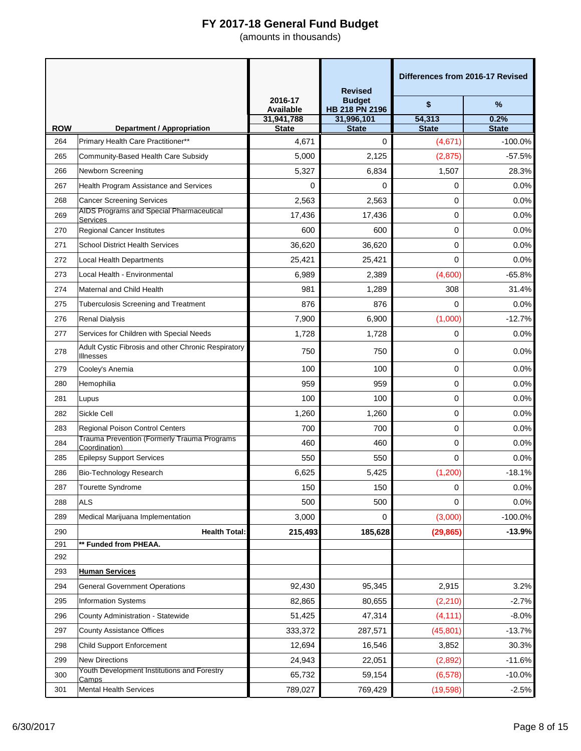# FY 2017-18 General Fund Budget

(amounts in thousands)

| ROW | Department / Appropriation | 2016-17 Available | Revised Budget HB 218 PN 2196 | Differences from 2016-17 Revised | |
|---|---|---|---|---|---|
| | | | | $ | % |
| | | 31,941,788 State | 31,996,101 State | 54,313 State | 0.2% State |
| 264 | Primary Health Care Practitioner** | 4,671 | 0 | (4,671) | -100.0% |
| 265 | Community-Based Health Care Subsidy | 5,000 | 2,125 | (2,875) | -57.5% |
| 266 | Newborn Screening | 5,327 | 6,834 | 1,507 | 28.3% |
| 267 | Health Program Assistance and Services | 0 | 0 | 0 | 0.0% |
| 268 | Cancer Screening Services | 2,563 | 2,563 | 0 | 0.0% |
| 269 | AIDS Programs and Special Pharmaceutical Services | 17,436 | 17,436 | 0 | 0.0% |
| 270 | Regional Cancer Institutes | 600 | 600 | 0 | 0.0% |
| 271 | School District Health Services | 36,620 | 36,620 | 0 | 0.0% |
| 272 | Local Health Departments | 25,421 | 25,421 | 0 | 0.0% |
| 273 | Local Health - Environmental | 6,989 | 2,389 | (4,600) | -65.8% |
| 274 | Maternal and Child Health | 981 | 1,289 | 308 | 31.4% |
| 275 | Tuberculosis Screening and Treatment | 876 | 876 | 0 | 0.0% |
| 276 | Renal Dialysis | 7,900 | 6,900 | (1,000) | -12.7% |
| 277 | Services for Children with Special Needs | 1,728 | 1,728 | 0 | 0.0% |
| 278 | Adult Cystic Fibrosis and other Chronic Respiratory Illnesses | 750 | 750 | 0 | 0.0% |
| 279 | Cooley's Anemia | 100 | 100 | 0 | 0.0% |
| 280 | Hemophilia | 959 | 959 | 0 | 0.0% |
| 281 | Lupus | 100 | 100 | 0 | 0.0% |
| 282 | Sickle Cell | 1,260 | 1,260 | 0 | 0.0% |
| 283 | Regional Poison Control Centers | 700 | 700 | 0 | 0.0% |
| 284 | Trauma Prevention (Formerly Trauma Programs Coordination) | 460 | 460 | 0 | 0.0% |
| 285 | Epilepsy Support Services | 550 | 550 | 0 | 0.0% |
| 286 | Bio-Technology Research | 6,625 | 5,425 | (1,200) | -18.1% |
| 287 | Tourette Syndrome | 150 | 150 | 0 | 0.0% |
| 288 | ALS | 500 | 500 | 0 | 0.0% |
| 289 | Medical Marijuana Implementation | 3,000 | 0 | (3,000) | -100.0% |
| 290 | **Health Total:** | **215,493** | **185,628** | **(29,865)** | **-13.9%** |
| 291 | **\*\* Funded from PHEAA.** | | | | |
| 292 | | | | | |
| 293 | **Human Services** | | | | |
| 294 | General Government Operations | 92,430 | 95,345 | 2,915 | 3.2% |
| 295 | Information Systems | 82,865 | 80,655 | (2,210) | -2.7% |
| 296 | County Administration - Statewide | 51,425 | 47,314 | (4,111) | -8.0% |
| 297 | County Assistance Offices | 333,372 | 287,571 | (45,801) | -13.7% |
| 298 | Child Support Enforcement | 12,694 | 16,546 | 3,852 | 30.3% |
| 299 | New Directions | 24,943 | 22,051 | (2,892) | -11.6% |
| 300 | Youth Development Institutions and Forestry Camps | 65,732 | 59,154 | (6,578) | -10.0% |
| 301 | Mental Health Services | 789,027 | 769,429 | (19,598) | -2.5% |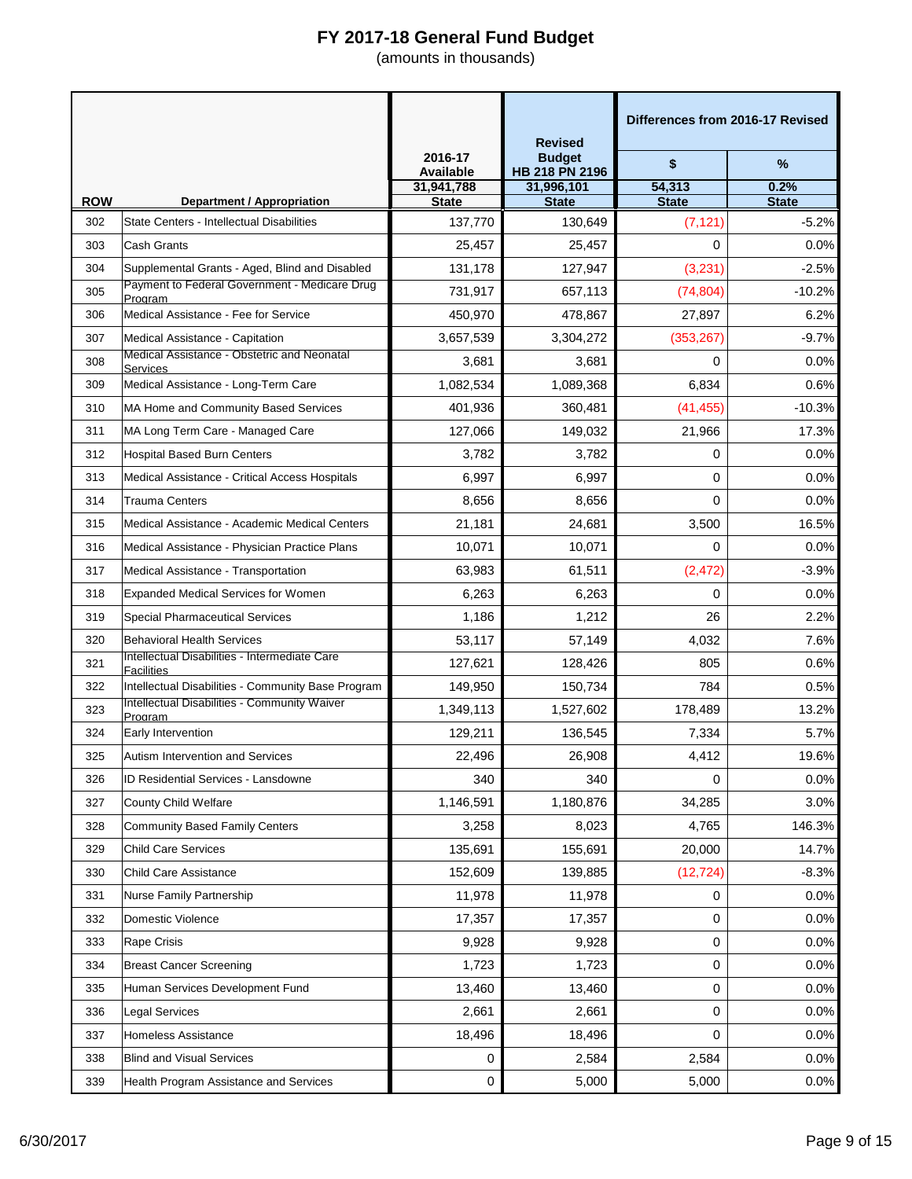# FY 2017-18 General Fund Budget

(amounts in thousands)

| ROW | Department / Appropriation | 2016-17 Available 31,941,788 State | Revised Budget HB 218 PN 2196 31,996,101 State | Differences from 2016-17 Revised $ 54,313 State | Differences from 2016-17 Revised % 0.2% State |
|---|---|---|---|---|---|
| 302 | State Centers - Intellectual Disabilities | 137,770 | 130,649 | (7,121) | -5.2% |
| 303 | Cash Grants | 25,457 | 25,457 | 0 | 0.0% |
| 304 | Supplemental Grants - Aged, Blind and Disabled | 131,178 | 127,947 | (3,231) | -2.5% |
| 305 | Payment to Federal Government - Medicare Drug Program | 731,917 | 657,113 | (74,804) | -10.2% |
| 306 | Medical Assistance - Fee for Service | 450,970 | 478,867 | 27,897 | 6.2% |
| 307 | Medical Assistance - Capitation | 3,657,539 | 3,304,272 | (353,267) | -9.7% |
| 308 | Medical Assistance - Obstetric and Neonatal Services | 3,681 | 3,681 | 0 | 0.0% |
| 309 | Medical Assistance - Long-Term Care | 1,082,534 | 1,089,368 | 6,834 | 0.6% |
| 310 | MA Home and Community Based Services | 401,936 | 360,481 | (41,455) | -10.3% |
| 311 | MA Long Term Care - Managed Care | 127,066 | 149,032 | 21,966 | 17.3% |
| 312 | Hospital Based Burn Centers | 3,782 | 3,782 | 0 | 0.0% |
| 313 | Medical Assistance - Critical Access Hospitals | 6,997 | 6,997 | 0 | 0.0% |
| 314 | Trauma Centers | 8,656 | 8,656 | 0 | 0.0% |
| 315 | Medical Assistance - Academic Medical Centers | 21,181 | 24,681 | 3,500 | 16.5% |
| 316 | Medical Assistance - Physician Practice Plans | 10,071 | 10,071 | 0 | 0.0% |
| 317 | Medical Assistance - Transportation | 63,983 | 61,511 | (2,472) | -3.9% |
| 318 | Expanded Medical Services for Women | 6,263 | 6,263 | 0 | 0.0% |
| 319 | Special Pharmaceutical Services | 1,186 | 1,212 | 26 | 2.2% |
| 320 | Behavioral Health Services | 53,117 | 57,149 | 4,032 | 7.6% |
| 321 | Intellectual Disabilities - Intermediate Care Facilities | 127,621 | 128,426 | 805 | 0.6% |
| 322 | Intellectual Disabilities - Community Base Program | 149,950 | 150,734 | 784 | 0.5% |
| 323 | Intellectual Disabilities - Community Waiver Program | 1,349,113 | 1,527,602 | 178,489 | 13.2% |
| 324 | Early Intervention | 129,211 | 136,545 | 7,334 | 5.7% |
| 325 | Autism Intervention and Services | 22,496 | 26,908 | 4,412 | 19.6% |
| 326 | ID Residential Services - Lansdowne | 340 | 340 | 0 | 0.0% |
| 327 | County Child Welfare | 1,146,591 | 1,180,876 | 34,285 | 3.0% |
| 328 | Community Based Family Centers | 3,258 | 8,023 | 4,765 | 146.3% |
| 329 | Child Care Services | 135,691 | 155,691 | 20,000 | 14.7% |
| 330 | Child Care Assistance | 152,609 | 139,885 | (12,724) | -8.3% |
| 331 | Nurse Family Partnership | 11,978 | 11,978 | 0 | 0.0% |
| 332 | Domestic Violence | 17,357 | 17,357 | 0 | 0.0% |
| 333 | Rape Crisis | 9,928 | 9,928 | 0 | 0.0% |
| 334 | Breast Cancer Screening | 1,723 | 1,723 | 0 | 0.0% |
| 335 | Human Services Development Fund | 13,460 | 13,460 | 0 | 0.0% |
| 336 | Legal Services | 2,661 | 2,661 | 0 | 0.0% |
| 337 | Homeless Assistance | 18,496 | 18,496 | 0 | 0.0% |
| 338 | Blind and Visual Services | 0 | 2,584 | 2,584 | 0.0% |
| 339 | Health Program Assistance and Services | 0 | 5,000 | 5,000 | 0.0% |

6/30/2017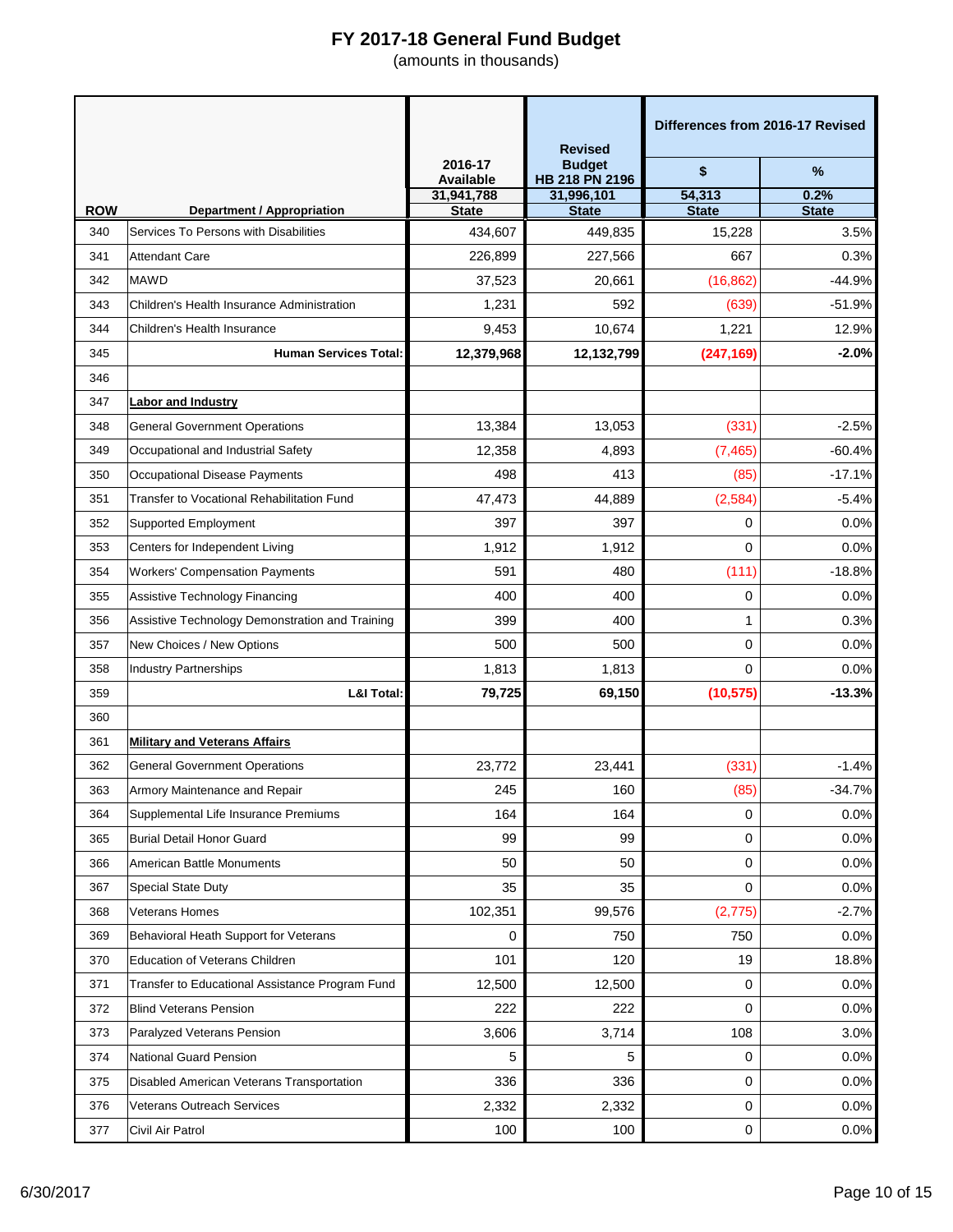# FY 2017-18 General Fund Budget

(amounts in thousands)

| ROW | Department / Appropriation | 2016-17 Available | Revised Budget HB 218 PN 2196 | Differences from 2016-17 Revised | |
|---|---|---|---|---|---|
| | | | | $ | % |
| | | 31,941,788 | 31,996,101 | 54,313 | 0.2% |
| | | State | State | State | State |
| 340 | Services To Persons with Disabilities | 434,607 | 449,835 | 15,228 | 3.5% |
| 341 | Attendant Care | 226,899 | 227,566 | 667 | 0.3% |
| 342 | MAWD | 37,523 | 20,661 | (16,862) | -44.9% |
| 343 | Children's Health Insurance Administration | 1,231 | 592 | (639) | -51.9% |
| 344 | Children's Health Insurance | 9,453 | 10,674 | 1,221 | 12.9% |
| 345 | **Human Services Total:** | **12,379,968** | **12,132,799** | **(247,169)** | **-2.0%** |
| 346 | | | | | |
| 347 | **Labor and Industry** | | | | |
| 348 | General Government Operations | 13,384 | 13,053 | (331) | -2.5% |
| 349 | Occupational and Industrial Safety | 12,358 | 4,893 | (7,465) | -60.4% |
| 350 | Occupational Disease Payments | 498 | 413 | (85) | -17.1% |
| 351 | Transfer to Vocational Rehabilitation Fund | 47,473 | 44,889 | (2,584) | -5.4% |
| 352 | Supported Employment | 397 | 397 | 0 | 0.0% |
| 353 | Centers for Independent Living | 1,912 | 1,912 | 0 | 0.0% |
| 354 | Workers' Compensation Payments | 591 | 480 | (111) | -18.8% |
| 355 | Assistive Technology Financing | 400 | 400 | 0 | 0.0% |
| 356 | Assistive Technology Demonstration and Training | 399 | 400 | 1 | 0.3% |
| 357 | New Choices / New Options | 500 | 500 | 0 | 0.0% |
| 358 | Industry Partnerships | 1,813 | 1,813 | 0 | 0.0% |
| 359 | **L&I Total:** | **79,725** | **69,150** | **(10,575)** | **-13.3%** |
| 360 | | | | | |
| 361 | **Military and Veterans Affairs** | | | | |
| 362 | General Government Operations | 23,772 | 23,441 | (331) | -1.4% |
| 363 | Armory Maintenance and Repair | 245 | 160 | (85) | -34.7% |
| 364 | Supplemental Life Insurance Premiums | 164 | 164 | 0 | 0.0% |
| 365 | Burial Detail Honor Guard | 99 | 99 | 0 | 0.0% |
| 366 | American Battle Monuments | 50 | 50 | 0 | 0.0% |
| 367 | Special State Duty | 35 | 35 | 0 | 0.0% |
| 368 | Veterans Homes | 102,351 | 99,576 | (2,775) | -2.7% |
| 369 | Behavioral Heath Support for Veterans | 0 | 750 | 750 | 0.0% |
| 370 | Education of Veterans Children | 101 | 120 | 19 | 18.8% |
| 371 | Transfer to Educational Assistance Program Fund | 12,500 | 12,500 | 0 | 0.0% |
| 372 | Blind Veterans Pension | 222 | 222 | 0 | 0.0% |
| 373 | Paralyzed Veterans Pension | 3,606 | 3,714 | 108 | 3.0% |
| 374 | National Guard Pension | 5 | 5 | 0 | 0.0% |
| 375 | Disabled American Veterans Transportation | 336 | 336 | 0 | 0.0% |
| 376 | Veterans Outreach Services | 2,332 | 2,332 | 0 | 0.0% |
| 377 | Civil Air Patrol | 100 | 100 | 0 | 0.0% |

6/30/2017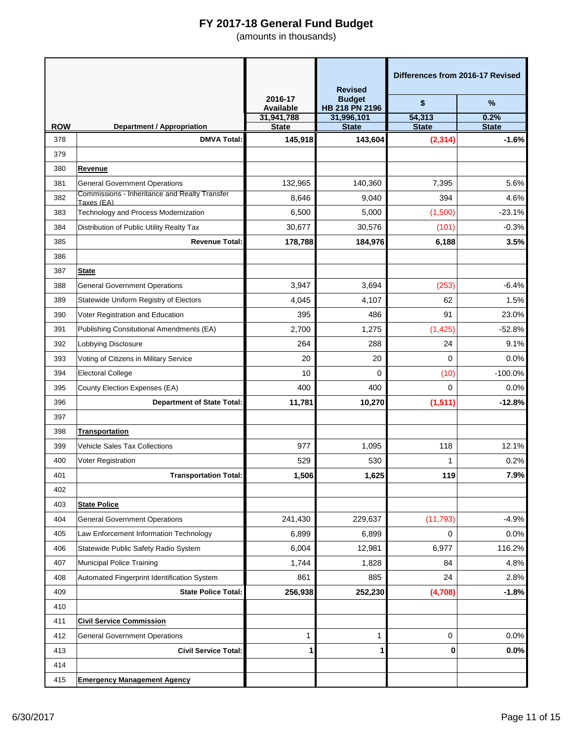# FY 2017-18 General Fund Budget

(amounts in thousands)

| ROW | Department / Appropriation | 2016-17 Available 31,941,788 State | Revised Budget HB 218 PN 2196 31,996,101 State | Differences from 2016-17 Revised $ 54,313 State | Differences from 2016-17 Revised % 0.2% State |
|---|---|---|---|---|---|
| 378 | **DMVA Total:** | **145,918** | **143,604** | **(2,314)** | **-1.6%** |
| 379 | | | | | |
| 380 | **Revenue** | | | | |
| 381 | General Government Operations | 132,965 | 140,360 | 7,395 | 5.6% |
| 382 | Commissions - Inheritance and Realty Transfer Taxes (EA) | 8,646 | 9,040 | 394 | 4.6% |
| 383 | Technology and Process Modernization | 6,500 | 5,000 | (1,500) | -23.1% |
| 384 | Distribution of Public Utility Realty Tax | 30,677 | 30,576 | (101) | -0.3% |
| 385 | **Revenue Total:** | **178,788** | **184,976** | **6,188** | **3.5%** |
| 386 | | | | | |
| 387 | **State** | | | | |
| 388 | General Government Operations | 3,947 | 3,694 | (253) | -6.4% |
| 389 | Statewide Uniform Registry of Electors | 4,045 | 4,107 | 62 | 1.5% |
| 390 | Voter Registration and Education | 395 | 486 | 91 | 23.0% |
| 391 | Publishing Consitutional Amendments (EA) | 2,700 | 1,275 | (1,425) | -52.8% |
| 392 | Lobbying Disclosure | 264 | 288 | 24 | 9.1% |
| 393 | Voting of Citizens in Military Service | 20 | 20 | 0 | 0.0% |
| 394 | Electoral College | 10 | 0 | (10) | -100.0% |
| 395 | County Election Expenses (EA) | 400 | 400 | 0 | 0.0% |
| 396 | **Department of State Total:** | **11,781** | **10,270** | **(1,511)** | **-12.8%** |
| 397 | | | | | |
| 398 | **Transportation** | | | | |
| 399 | Vehicle Sales Tax Collections | 977 | 1,095 | 118 | 12.1% |
| 400 | Voter Registration | 529 | 530 | 1 | 0.2% |
| 401 | **Transportation Total:** | **1,506** | **1,625** | **119** | **7.9%** |
| 402 | | | | | |
| 403 | **State Police** | | | | |
| 404 | General Government Operations | 241,430 | 229,637 | (11,793) | -4.9% |
| 405 | Law Enforcement Information Technology | 6,899 | 6,899 | 0 | 0.0% |
| 406 | Statewide Public Safety Radio System | 6,004 | 12,981 | 6,977 | 116.2% |
| 407 | Municipal Police Training | 1,744 | 1,828 | 84 | 4.8% |
| 408 | Automated Fingerprint Identification System | 861 | 885 | 24 | 2.8% |
| 409 | **State Police Total:** | **256,938** | **252,230** | **(4,708)** | **-1.8%** |
| 410 | | | | | |
| 411 | **Civil Service Commission** | | | | |
| 412 | General Government Operations | 1 | 1 | 0 | 0.0% |
| 413 | **Civil Service Total:** | **1** | **1** | **0** | **0.0%** |
| 414 | | | | | |
| 415 | **Emergency Management Agency** | | | | |

6/30/2017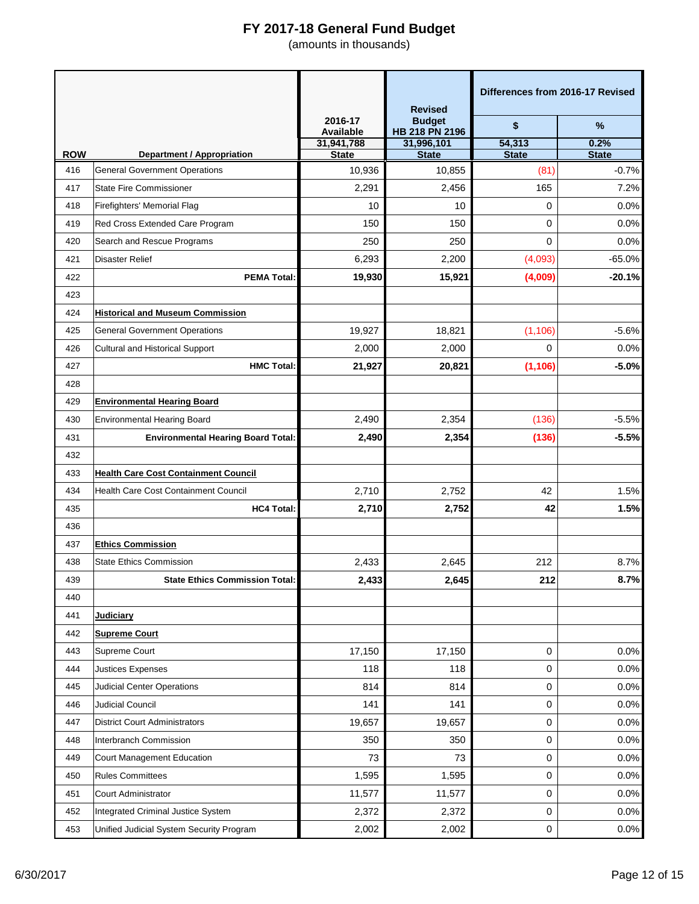# FY 2017-18 General Fund Budget

(amounts in thousands)

| ROW | Department / Appropriation | 2016-17 Available 31,941,788 State | Revised Budget HB 218 PN 2196 31,996,101 State | Differences from 2016-17 Revised $ 54,313 State | Differences from 2016-17 Revised % 0.2% State |
|---|---|---|---|---|---|
| 416 | General Government Operations | 10,936 | 10,855 | (81) | -0.7% |
| 417 | State Fire Commissioner | 2,291 | 2,456 | 165 | 7.2% |
| 418 | Firefighters' Memorial Flag | 10 | 10 | 0 | 0.0% |
| 419 | Red Cross Extended Care Program | 150 | 150 | 0 | 0.0% |
| 420 | Search and Rescue Programs | 250 | 250 | 0 | 0.0% |
| 421 | Disaster Relief | 6,293 | 2,200 | (4,093) | -65.0% |
| 422 | **PEMA Total:** | **19,930** | **15,921** | **(4,009)** | **-20.1%** |
| 423 | | | | | |
| 424 | **Historical and Museum Commission** | | | | |
| 425 | General Government Operations | 19,927 | 18,821 | (1,106) | -5.6% |
| 426 | Cultural and Historical Support | 2,000 | 2,000 | 0 | 0.0% |
| 427 | **HMC Total:** | **21,927** | **20,821** | **(1,106)** | **-5.0%** |
| 428 | | | | | |
| 429 | **Environmental Hearing Board** | | | | |
| 430 | Environmental Hearing Board | 2,490 | 2,354 | (136) | -5.5% |
| 431 | **Environmental Hearing Board Total:** | **2,490** | **2,354** | **(136)** | **-5.5%** |
| 432 | | | | | |
| 433 | **Health Care Cost Containment Council** | | | | |
| 434 | Health Care Cost Containment Council | 2,710 | 2,752 | 42 | 1.5% |
| 435 | **HC4 Total:** | **2,710** | **2,752** | **42** | **1.5%** |
| 436 | | | | | |
| 437 | **Ethics Commission** | | | | |
| 438 | State Ethics Commission | 2,433 | 2,645 | 212 | 8.7% |
| 439 | **State Ethics Commission Total:** | **2,433** | **2,645** | **212** | **8.7%** |
| 440 | | | | | |
| 441 | **Judiciary** | | | | |
| 442 | **Supreme Court** | | | | |
| 443 | Supreme Court | 17,150 | 17,150 | 0 | 0.0% |
| 444 | Justices Expenses | 118 | 118 | 0 | 0.0% |
| 445 | Judicial Center Operations | 814 | 814 | 0 | 0.0% |
| 446 | Judicial Council | 141 | 141 | 0 | 0.0% |
| 447 | District Court Administrators | 19,657 | 19,657 | 0 | 0.0% |
| 448 | Interbranch Commission | 350 | 350 | 0 | 0.0% |
| 449 | Court Management Education | 73 | 73 | 0 | 0.0% |
| 450 | Rules Committees | 1,595 | 1,595 | 0 | 0.0% |
| 451 | Court Administrator | 11,577 | 11,577 | 0 | 0.0% |
| 452 | Integrated Criminal Justice System | 2,372 | 2,372 | 0 | 0.0% |
| 453 | Unified Judicial System Security Program | 2,002 | 2,002 | 0 | 0.0% |

6/30/2017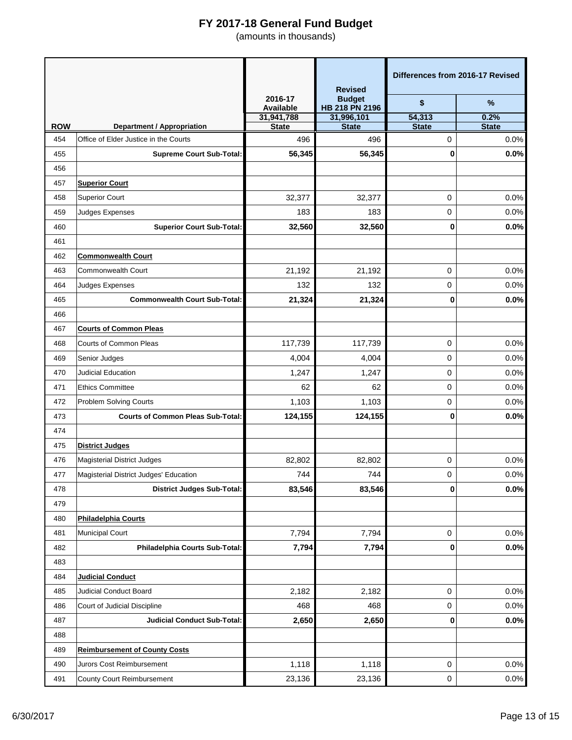# FY 2017-18 General Fund Budget

(amounts in thousands)

| ROW | Department / Appropriation | 2016-17 Available | Revised Budget HB 218 PN 2196 | Differences from 2016-17 Revised | |
|---|---|---|---|---|---|
| | | | | $ | % |
| | | 31,941,788 | 31,996,101 | 54,313 | 0.2% |
| | | State | State | State | State |
| 454 | Office of Elder Justice in the Courts | 496 | 496 | 0 | 0.0% |
| 455 | **Supreme Court Sub-Total:** | **56,345** | **56,345** | **0** | **0.0%** |
| 456 | | | | | |
| 457 | **Superior Court** | | | | |
| 458 | Superior Court | 32,377 | 32,377 | 0 | 0.0% |
| 459 | Judges Expenses | 183 | 183 | 0 | 0.0% |
| 460 | **Superior Court Sub-Total:** | **32,560** | **32,560** | **0** | **0.0%** |
| 461 | | | | | |
| 462 | **Commonwealth Court** | | | | |
| 463 | Commonwealth Court | 21,192 | 21,192 | 0 | 0.0% |
| 464 | Judges Expenses | 132 | 132 | 0 | 0.0% |
| 465 | **Commonwealth Court Sub-Total:** | **21,324** | **21,324** | **0** | **0.0%** |
| 466 | | | | | |
| 467 | **Courts of Common Pleas** | | | | |
| 468 | Courts of Common Pleas | 117,739 | 117,739 | 0 | 0.0% |
| 469 | Senior Judges | 4,004 | 4,004 | 0 | 0.0% |
| 470 | Judicial Education | 1,247 | 1,247 | 0 | 0.0% |
| 471 | Ethics Committee | 62 | 62 | 0 | 0.0% |
| 472 | Problem Solving Courts | 1,103 | 1,103 | 0 | 0.0% |
| 473 | **Courts of Common Pleas Sub-Total:** | **124,155** | **124,155** | **0** | **0.0%** |
| 474 | | | | | |
| 475 | **District Judges** | | | | |
| 476 | Magisterial District Judges | 82,802 | 82,802 | 0 | 0.0% |
| 477 | Magisterial District Judges' Education | 744 | 744 | 0 | 0.0% |
| 478 | **District Judges Sub-Total:** | **83,546** | **83,546** | **0** | **0.0%** |
| 479 | | | | | |
| 480 | **Philadelphia Courts** | | | | |
| 481 | Municipal Court | 7,794 | 7,794 | 0 | 0.0% |
| 482 | **Philadelphia Courts Sub-Total:** | **7,794** | **7,794** | **0** | **0.0%** |
| 483 | | | | | |
| 484 | **Judicial Conduct** | | | | |
| 485 | Judicial Conduct Board | 2,182 | 2,182 | 0 | 0.0% |
| 486 | Court of Judicial Discipline | 468 | 468 | 0 | 0.0% |
| 487 | **Judicial Conduct Sub-Total:** | **2,650** | **2,650** | **0** | **0.0%** |
| 488 | | | | | |
| 489 | **Reimbursement of County Costs** | | | | |
| 490 | Jurors Cost Reimbursement | 1,118 | 1,118 | 0 | 0.0% |
| 491 | County Court Reimbursement | 23,136 | 23,136 | 0 | 0.0% |

6/30/2017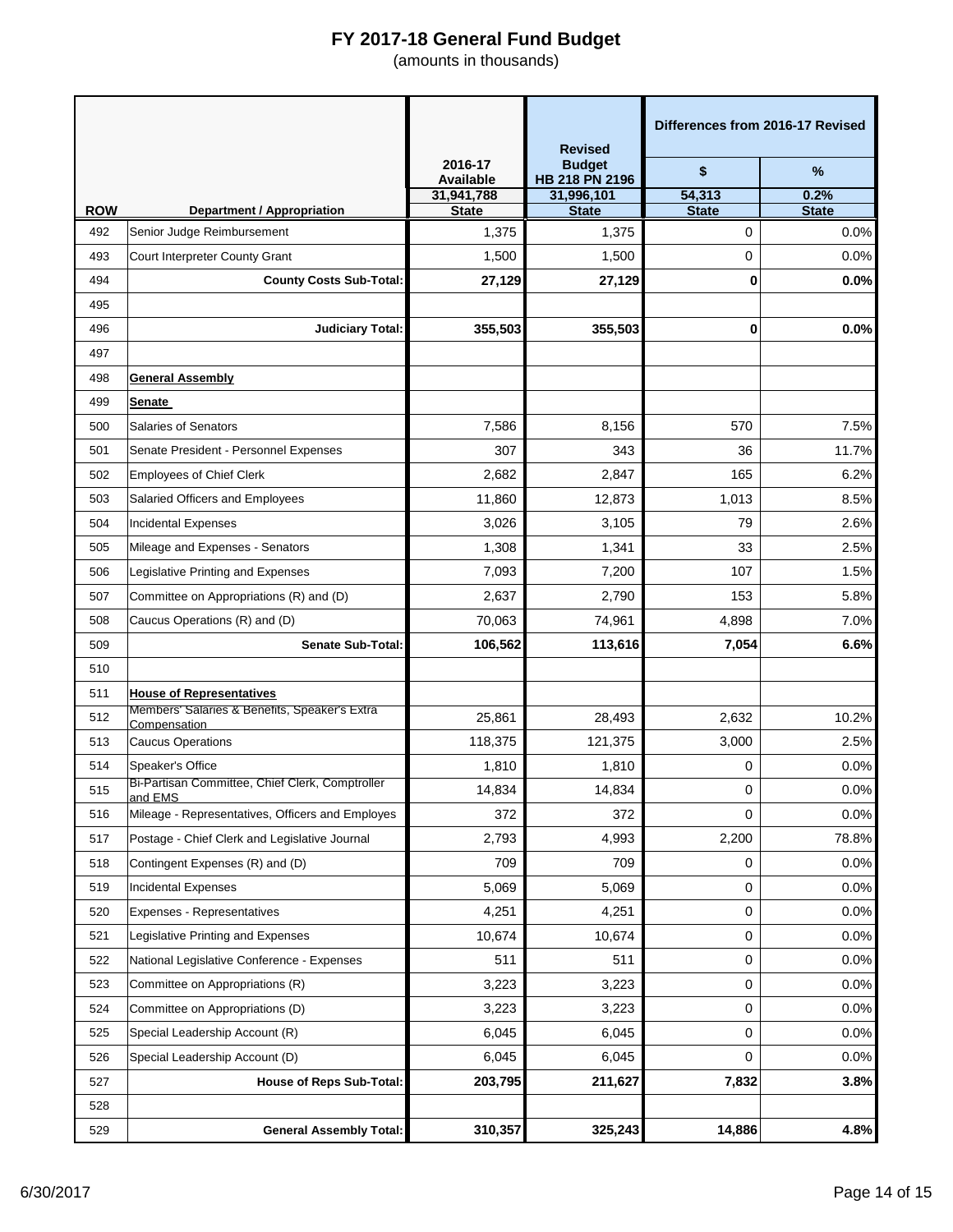# FY 2017-18 General Fund Budget

(amounts in thousands)

| ROW | Department / Appropriation | 2016-17 Available | Revised Budget HB 218 PN 2196 | Differences from 2016-17 Revised | |
|---|---|---|---|---|---|
| | | | | $ | % |
| | | 31,941,788 | 31,996,101 | 54,313 | 0.2% |
| | | State | State | State | State |
| 492 | Senior Judge Reimbursement | 1,375 | 1,375 | 0 | 0.0% |
| 493 | Court Interpreter County Grant | 1,500 | 1,500 | 0 | 0.0% |
| 494 | **County Costs Sub-Total:** | **27,129** | **27,129** | **0** | **0.0%** |
| 495 | | | | | |
| 496 | **Judiciary Total:** | **355,503** | **355,503** | **0** | **0.0%** |
| 497 | | | | | |
| 498 | **General Assembly** | | | | |
| 499 | **Senate** | | | | |
| 500 | Salaries of Senators | 7,586 | 8,156 | 570 | 7.5% |
| 501 | Senate President - Personnel Expenses | 307 | 343 | 36 | 11.7% |
| 502 | Employees of Chief Clerk | 2,682 | 2,847 | 165 | 6.2% |
| 503 | Salaried Officers and Employees | 11,860 | 12,873 | 1,013 | 8.5% |
| 504 | Incidental Expenses | 3,026 | 3,105 | 79 | 2.6% |
| 505 | Mileage and Expenses - Senators | 1,308 | 1,341 | 33 | 2.5% |
| 506 | Legislative Printing and Expenses | 7,093 | 7,200 | 107 | 1.5% |
| 507 | Committee on Appropriations (R) and (D) | 2,637 | 2,790 | 153 | 5.8% |
| 508 | Caucus Operations (R) and (D) | 70,063 | 74,961 | 4,898 | 7.0% |
| 509 | **Senate Sub-Total:** | **106,562** | **113,616** | **7,054** | **6.6%** |
| 510 | | | | | |
| 511 | **House of Representatives** | | | | |
| 512 | Members' Salaries & Benefits, Speaker's Extra Compensation | 25,861 | 28,493 | 2,632 | 10.2% |
| 513 | Caucus Operations | 118,375 | 121,375 | 3,000 | 2.5% |
| 514 | Speaker's Office | 1,810 | 1,810 | 0 | 0.0% |
| 515 | Bi-Partisan Committee, Chief Clerk, Comptroller and EMS | 14,834 | 14,834 | 0 | 0.0% |
| 516 | Mileage - Representatives, Officers and Employes | 372 | 372 | 0 | 0.0% |
| 517 | Postage - Chief Clerk and Legislative Journal | 2,793 | 4,993 | 2,200 | 78.8% |
| 518 | Contingent Expenses (R) and (D) | 709 | 709 | 0 | 0.0% |
| 519 | Incidental Expenses | 5,069 | 5,069 | 0 | 0.0% |
| 520 | Expenses - Representatives | 4,251 | 4,251 | 0 | 0.0% |
| 521 | Legislative Printing and Expenses | 10,674 | 10,674 | 0 | 0.0% |
| 522 | National Legislative Conference - Expenses | 511 | 511 | 0 | 0.0% |
| 523 | Committee on Appropriations (R) | 3,223 | 3,223 | 0 | 0.0% |
| 524 | Committee on Appropriations (D) | 3,223 | 3,223 | 0 | 0.0% |
| 525 | Special Leadership Account (R) | 6,045 | 6,045 | 0 | 0.0% |
| 526 | Special Leadership Account (D) | 6,045 | 6,045 | 0 | 0.0% |
| 527 | **House of Reps Sub-Total:** | **203,795** | **211,627** | **7,832** | **3.8%** |
| 528 | | | | | |
| 529 | **General Assembly Total:** | **310,357** | **325,243** | **14,886** | **4.8%** |

6/30/2017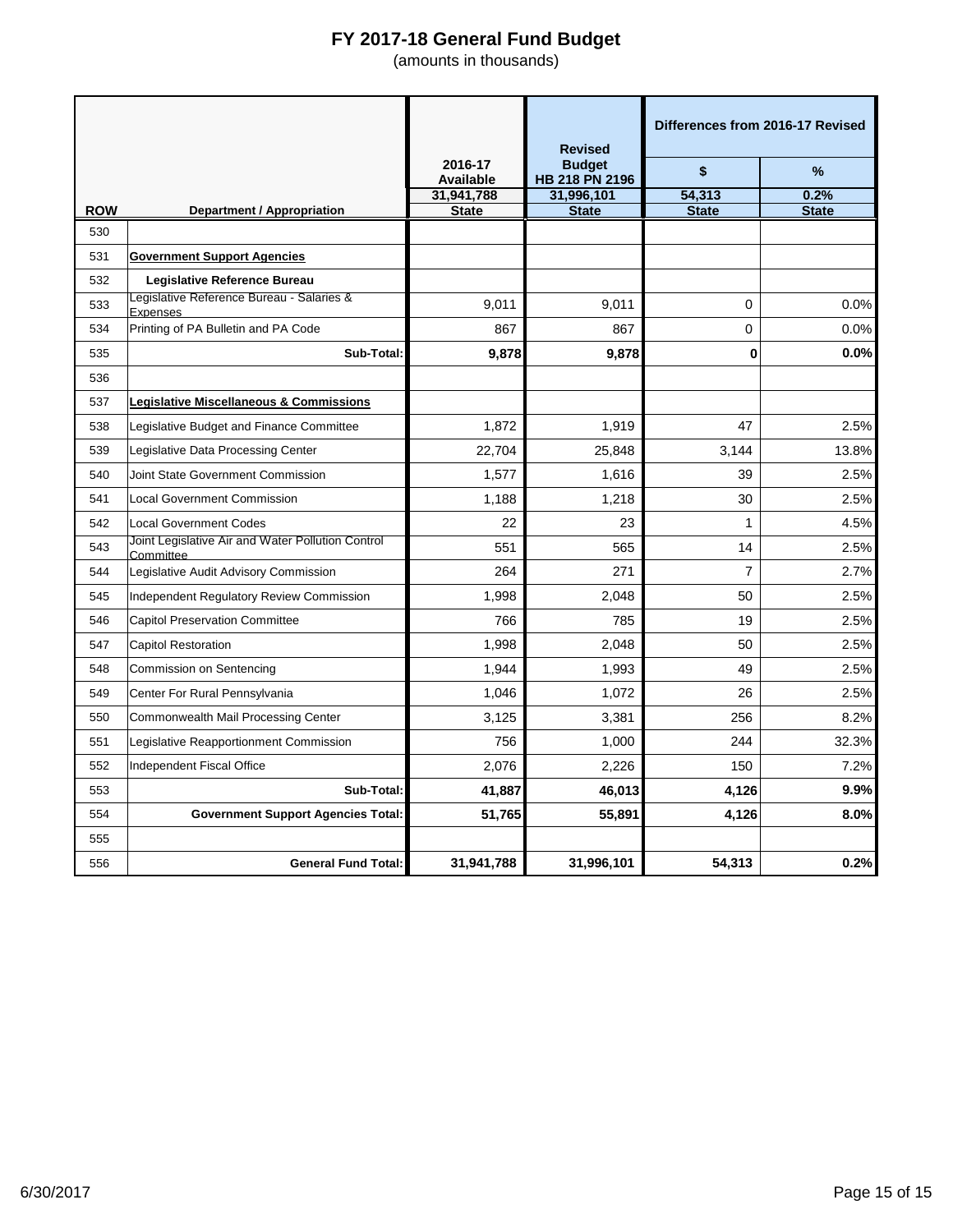# FY 2017-18 General Fund Budget

(amounts in thousands)

| ROW | Department / Appropriation | 2016-17 Available | Revised Budget HB 218 PN 2196 | Differences from 2016-17 Revised | |
|---|---|---|---|---|---|
| | | | | $ | % |
| | | 31,941,788 | 31,996,101 | 54,313 | 0.2% |
| | | State | State | State | State |
| 530 | | | | | |
| 531 | **Government Support Agencies** | | | | |
| 532 | **Legislative Reference Bureau** | | | | |
| 533 | Legislative Reference Bureau - Salaries & Expenses | 9,011 | 9,011 | 0 | 0.0% |
| 534 | Printing of PA Bulletin and PA Code | 867 | 867 | 0 | 0.0% |
| 535 | **Sub-Total:** | **9,878** | **9,878** | **0** | **0.0%** |
| 536 | | | | | |
| 537 | **Legislative Miscellaneous & Commissions** | | | | |
| 538 | Legislative Budget and Finance Committee | 1,872 | 1,919 | 47 | 2.5% |
| 539 | Legislative Data Processing Center | 22,704 | 25,848 | 3,144 | 13.8% |
| 540 | Joint State Government Commission | 1,577 | 1,616 | 39 | 2.5% |
| 541 | Local Government Commission | 1,188 | 1,218 | 30 | 2.5% |
| 542 | Local Government Codes | 22 | 23 | 1 | 4.5% |
| 543 | Joint Legislative Air and Water Pollution Control Committee | 551 | 565 | 14 | 2.5% |
| 544 | Legislative Audit Advisory Commission | 264 | 271 | 7 | 2.7% |
| 545 | Independent Regulatory Review Commission | 1,998 | 2,048 | 50 | 2.5% |
| 546 | Capitol Preservation Committee | 766 | 785 | 19 | 2.5% |
| 547 | Capitol Restoration | 1,998 | 2,048 | 50 | 2.5% |
| 548 | Commission on Sentencing | 1,944 | 1,993 | 49 | 2.5% |
| 549 | Center For Rural Pennsylvania | 1,046 | 1,072 | 26 | 2.5% |
| 550 | Commonwealth Mail Processing Center | 3,125 | 3,381 | 256 | 8.2% |
| 551 | Legislative Reapportionment Commission | 756 | 1,000 | 244 | 32.3% |
| 552 | Independent Fiscal Office | 2,076 | 2,226 | 150 | 7.2% |
| 553 | **Sub-Total:** | **41,887** | **46,013** | **4,126** | **9.9%** |
| 554 | **Government Support Agencies Total:** | **51,765** | **55,891** | **4,126** | **8.0%** |
| 555 | | | | | |
| 556 | **General Fund Total:** | **31,941,788** | **31,996,101** | **54,313** | **0.2%** |

6/30/2017